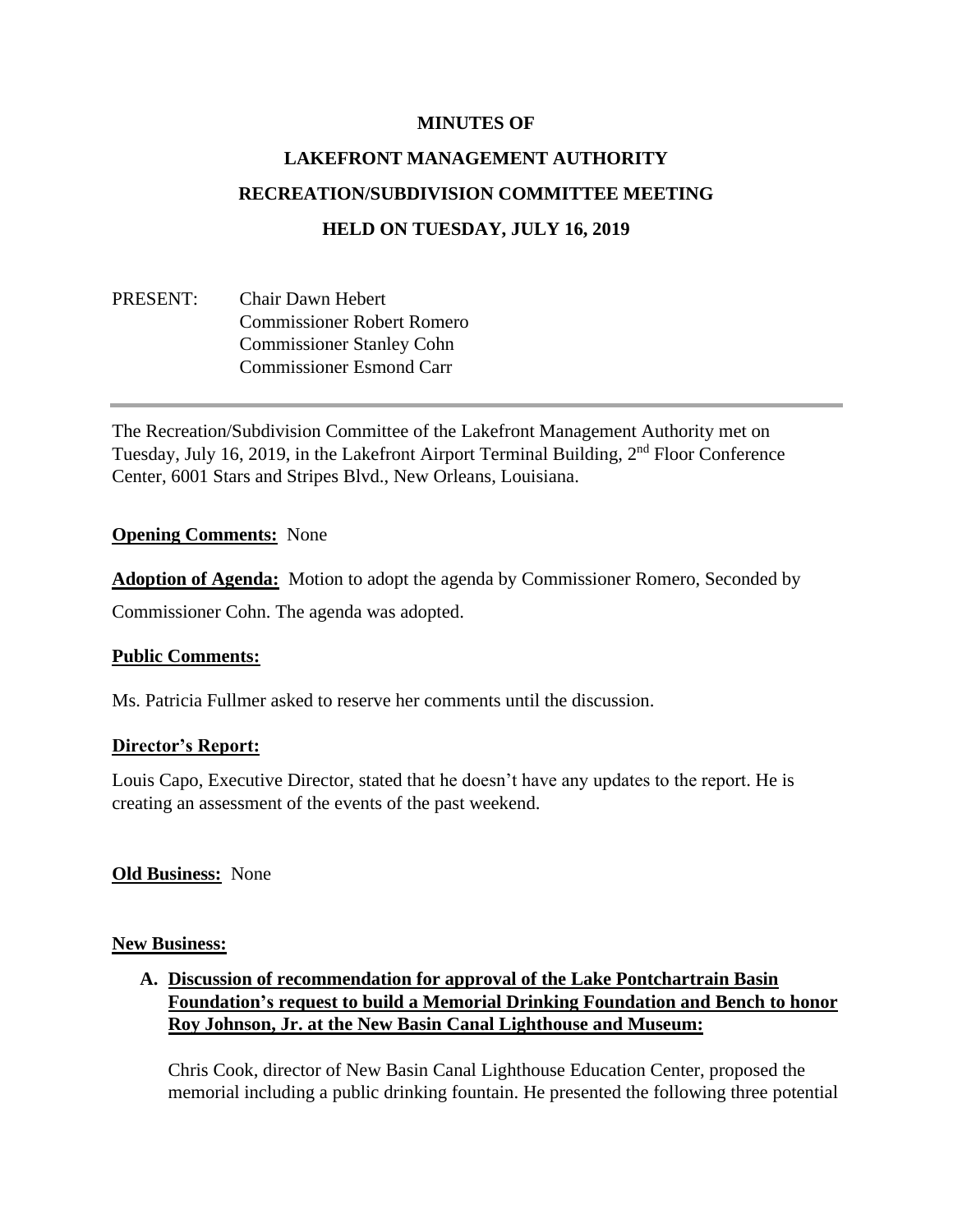**MINUTES OF**

**LAKEFRONT MANAGEMENT AUTHORITY**

**RECREATION/SUBDIVISION COMMITTEE MEETING**

**HELD ON TUESDAY, JULY 16, 2019**

PRESENT: Chair Dawn Hebert
Commissioner Robert Romero
Commissioner Stanley Cohn
Commissioner Esmond Carr

---

The Recreation/Subdivision Committee of the Lakefront Management Authority met on Tuesday, July 16, 2019, in the Lakefront Airport Terminal Building, 2nd Floor Conference Center, 6001 Stars and Stripes Blvd., New Orleans, Louisiana.

**Opening Comments:** None

**Adoption of Agenda:** Motion to adopt the agenda by Commissioner Romero, Seconded by Commissioner Cohn. The agenda was adopted.

**Public Comments:**

Ms. Patricia Fullmer asked to reserve her comments until the discussion.

**Director's Report:**

Louis Capo, Executive Director, stated that he doesn't have any updates to the report. He is creating an assessment of the events of the past weekend.

**Old Business:** None

**New Business:**

**A. Discussion of recommendation for approval of the Lake Pontchartrain Basin Foundation's request to build a Memorial Drinking Foundation and Bench to honor Roy Johnson, Jr. at the New Basin Canal Lighthouse and Museum:**

Chris Cook, director of New Basin Canal Lighthouse Education Center, proposed the memorial including a public drinking fountain. He presented the following three potential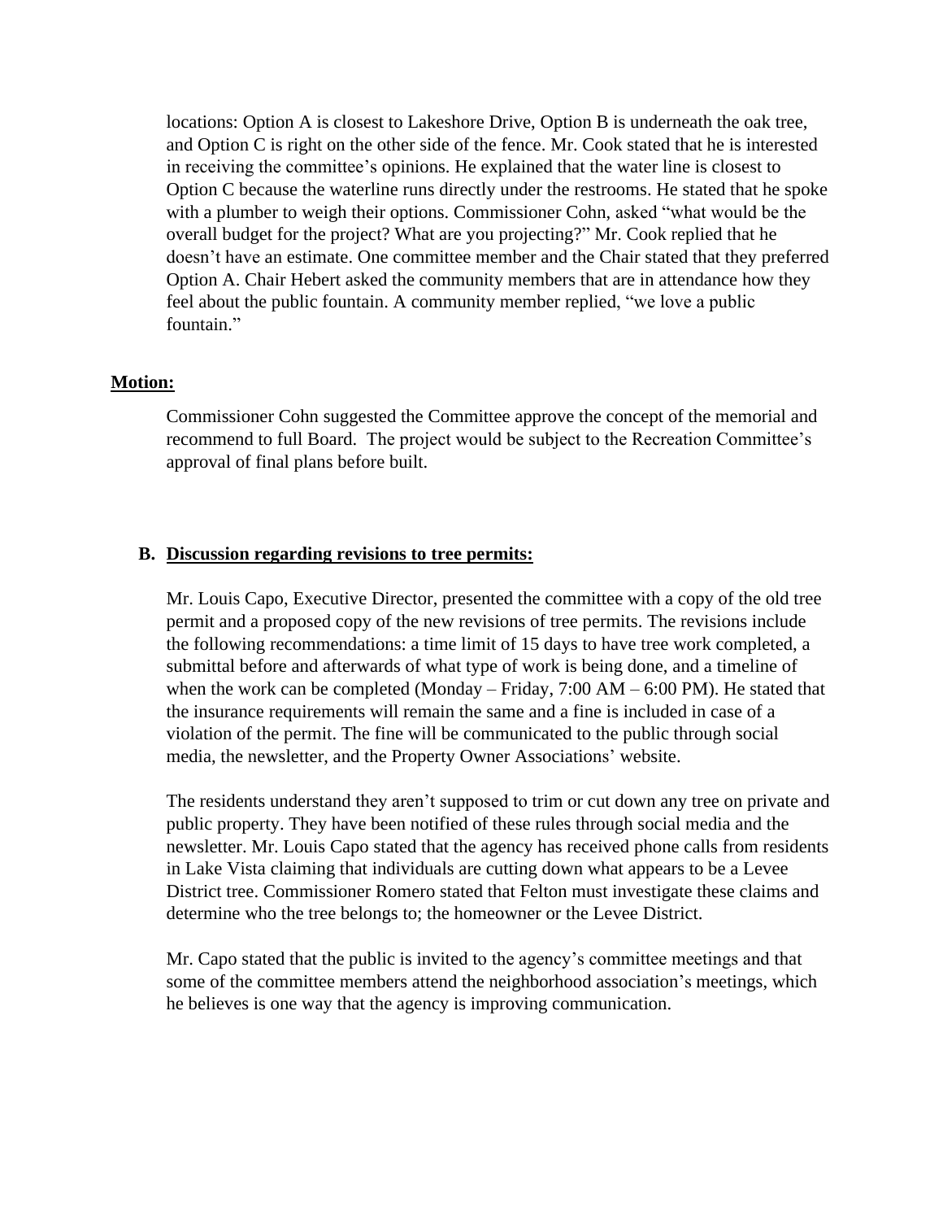locations: Option A is closest to Lakeshore Drive, Option B is underneath the oak tree, and Option C is right on the other side of the fence. Mr. Cook stated that he is interested in receiving the committee's opinions. He explained that the water line is closest to Option C because the waterline runs directly under the restrooms. He stated that he spoke with a plumber to weigh their options. Commissioner Cohn, asked "what would be the overall budget for the project? What are you projecting?" Mr. Cook replied that he doesn't have an estimate. One committee member and the Chair stated that they preferred Option A. Chair Hebert asked the community members that are in attendance how they feel about the public fountain. A community member replied, "we love a public fountain."

**Motion:**

Commissioner Cohn suggested the Committee approve the concept of the memorial and recommend to full Board. The project would be subject to the Recreation Committee's approval of final plans before built.

**B. Discussion regarding revisions to tree permits:**

Mr. Louis Capo, Executive Director, presented the committee with a copy of the old tree permit and a proposed copy of the new revisions of tree permits. The revisions include the following recommendations: a time limit of 15 days to have tree work completed, a submittal before and afterwards of what type of work is being done, and a timeline of when the work can be completed (Monday – Friday, 7:00 AM – 6:00 PM). He stated that the insurance requirements will remain the same and a fine is included in case of a violation of the permit. The fine will be communicated to the public through social media, the newsletter, and the Property Owner Associations' website.

The residents understand they aren't supposed to trim or cut down any tree on private and public property. They have been notified of these rules through social media and the newsletter. Mr. Louis Capo stated that the agency has received phone calls from residents in Lake Vista claiming that individuals are cutting down what appears to be a Levee District tree. Commissioner Romero stated that Felton must investigate these claims and determine who the tree belongs to; the homeowner or the Levee District.

Mr. Capo stated that the public is invited to the agency's committee meetings and that some of the committee members attend the neighborhood association's meetings, which he believes is one way that the agency is improving communication.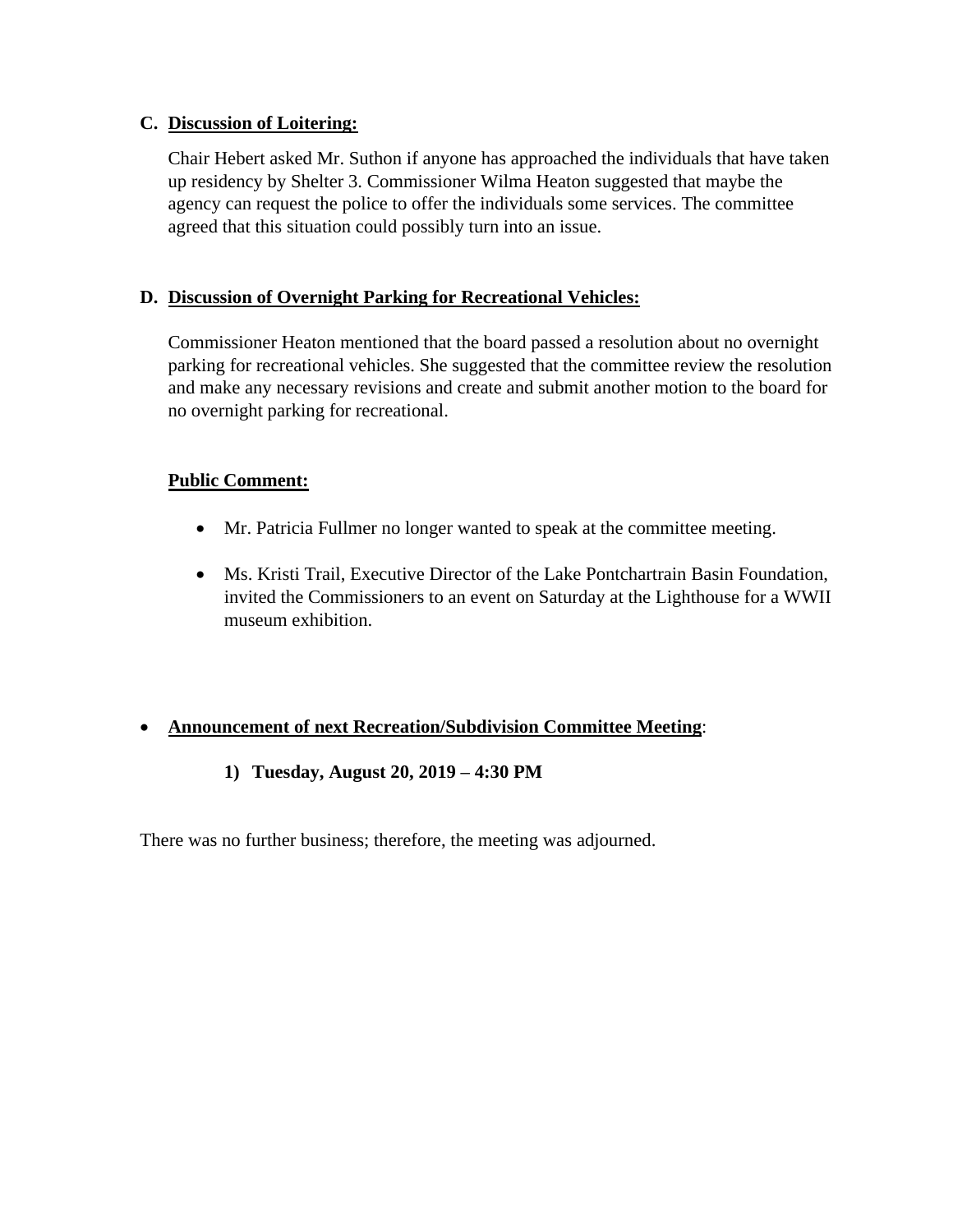**C. Discussion of Loitering:**

Chair Hebert asked Mr. Suthon if anyone has approached the individuals that have taken up residency by Shelter 3. Commissioner Wilma Heaton suggested that maybe the agency can request the police to offer the individuals some services. The committee agreed that this situation could possibly turn into an issue.

**D. Discussion of Overnight Parking for Recreational Vehicles:**

Commissioner Heaton mentioned that the board passed a resolution about no overnight parking for recreational vehicles. She suggested that the committee review the resolution and make any necessary revisions and create and submit another motion to the board for no overnight parking for recreational.

**Public Comment:**

- Mr. Patricia Fullmer no longer wanted to speak at the committee meeting.
- Ms. Kristi Trail, Executive Director of the Lake Pontchartrain Basin Foundation, invited the Commissioners to an event on Saturday at the Lighthouse for a WWII museum exhibition.

- **Announcement of next Recreation/Subdivision Committee Meeting**:

  1) **Tuesday, August 20, 2019 – 4:30 PM**

There was no further business; therefore, the meeting was adjourned.